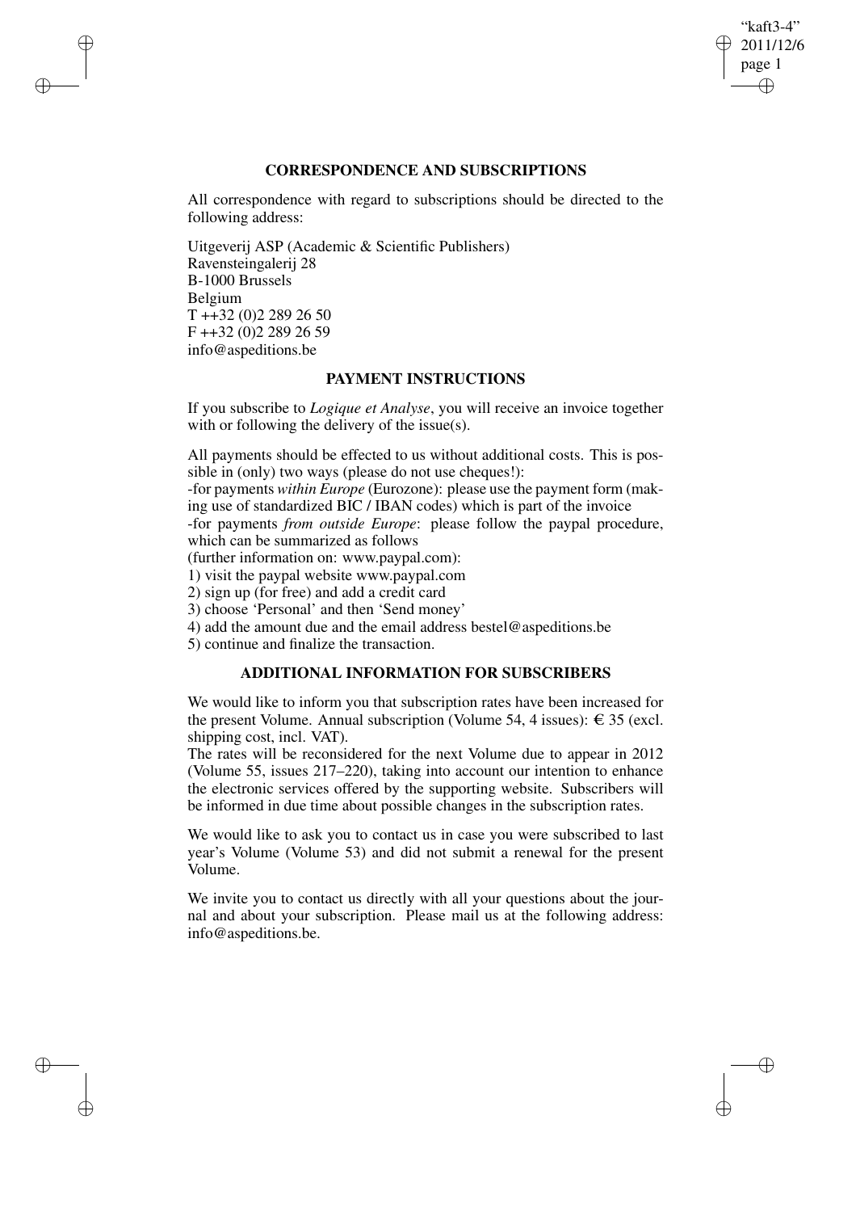## CORRESPONDENCE AND SUBSCRIPTIONS

All correspondence with regard to subscriptions should be directed to the following address:

Uitgeverij ASP (Academic & Scientific Publishers)
Ravensteingalerij 28
B-1000 Brussels
Belgium
T ++32 (0)2 289 26 50
F ++32 (0)2 289 26 59
info@aspeditions.be

## PAYMENT INSTRUCTIONS

If you subscribe to *Logique et Analyse*, you will receive an invoice together with or following the delivery of the issue(s).

All payments should be effected to us without additional costs. This is possible in (only) two ways (please do not use cheques!):
-for payments *within Europe* (Eurozone): please use the payment form (making use of standardized BIC / IBAN codes) which is part of the invoice
-for payments *from outside Europe*: please follow the paypal procedure, which can be summarized as follows
(further information on: www.paypal.com):
1) visit the paypal website www.paypal.com
2) sign up (for free) and add a credit card
3) choose 'Personal' and then 'Send money'
4) add the amount due and the email address bestel@aspeditions.be
5) continue and finalize the transaction.

## ADDITIONAL INFORMATION FOR SUBSCRIBERS

We would like to inform you that subscription rates have been increased for the present Volume. Annual subscription (Volume 54, 4 issues): € 35 (excl. shipping cost, incl. VAT).
The rates will be reconsidered for the next Volume due to appear in 2012 (Volume 55, issues 217–220), taking into account our intention to enhance the electronic services offered by the supporting website. Subscribers will be informed in due time about possible changes in the subscription rates.

We would like to ask you to contact us in case you were subscribed to last year's Volume (Volume 53) and did not submit a renewal for the present Volume.

We invite you to contact us directly with all your questions about the journal and about your subscription. Please mail us at the following address: info@aspeditions.be.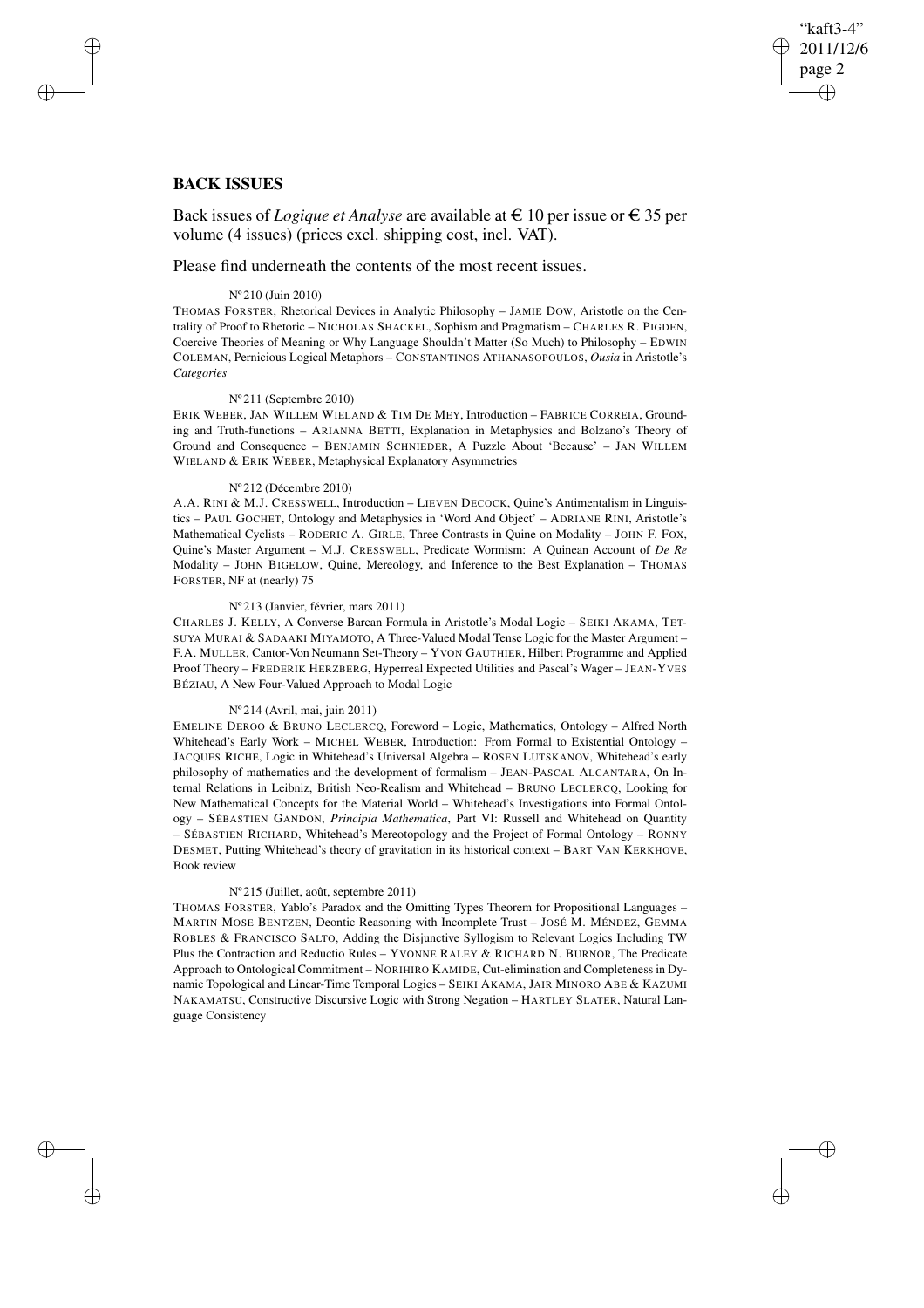## BACK ISSUES

Back issues of *Logique et Analyse* are available at € 10 per issue or € 35 per volume (4 issues) (prices excl. shipping cost, incl. VAT).

Please find underneath the contents of the most recent issues.

N° 210 (Juin 2010)

THOMAS FORSTER, Rhetorical Devices in Analytic Philosophy – JAMIE DOW, Aristotle on the Centrality of Proof to Rhetoric – NICHOLAS SHACKEL, Sophism and Pragmatism – CHARLES R. PIGDEN, Coercive Theories of Meaning or Why Language Shouldn't Matter (So Much) to Philosophy – EDWIN COLEMAN, Pernicious Logical Metaphors – CONSTANTINOS ATHANASOPOULOS, *Ousia* in Aristotle's *Categories*

N° 211 (Septembre 2010)

ERIK WEBER, JAN WILLEM WIELAND & TIM DE MEY, Introduction – FABRICE CORREIA, Grounding and Truth-functions – ARIANNA BETTI, Explanation in Metaphysics and Bolzano's Theory of Ground and Consequence – BENJAMIN SCHNIEDER, A Puzzle About 'Because' – JAN WILLEM WIELAND & ERIK WEBER, Metaphysical Explanatory Asymmetries

N° 212 (Décembre 2010)

A.A. RINI & M.J. CRESSWELL, Introduction – LIEVEN DECOCK, Quine's Antimentalism in Linguistics – PAUL GOCHET, Ontology and Metaphysics in 'Word And Object' – ADRIANE RINI, Aristotle's Mathematical Cyclists – RODERIC A. GIRLE, Three Contrasts in Quine on Modality – JOHN F. FOX, Quine's Master Argument – M.J. CRESSWELL, Predicate Wormism: A Quinean Account of *De Re* Modality – JOHN BIGELOW, Quine, Mereology, and Inference to the Best Explanation – THOMAS FORSTER, NF at (nearly) 75

N° 213 (Janvier, février, mars 2011)

CHARLES J. KELLY, A Converse Barcan Formula in Aristotle's Modal Logic – SEIKI AKAMA, TETSUYA MURAI & SADAAKI MIYAMOTO, A Three-Valued Modal Tense Logic for the Master Argument – F.A. MULLER, Cantor-Von Neumann Set-Theory – YVON GAUTHIER, Hilbert Programme and Applied Proof Theory – FREDERIK HERZBERG, Hyperreal Expected Utilities and Pascal's Wager – JEAN-YVES BÉZIAU, A New Four-Valued Approach to Modal Logic

N° 214 (Avril, mai, juin 2011)

EMELINE DEROO & BRUNO LECLERCQ, Foreword – Logic, Mathematics, Ontology – Alfred North Whitehead's Early Work – MICHEL WEBER, Introduction: From Formal to Existential Ontology – JACQUES RICHE, Logic in Whitehead's Universal Algebra – ROSEN LUTSKANOV, Whitehead's early philosophy of mathematics and the development of formalism – JEAN-PASCAL ALCANTARA, On Internal Relations in Leibniz, British Neo-Realism and Whitehead – BRUNO LECLERCQ, Looking for New Mathematical Concepts for the Material World – Whitehead's Investigations into Formal Ontology – SÉBASTIEN GANDON, *Principia Mathematica*, Part VI: Russell and Whitehead on Quantity – SÉBASTIEN RICHARD, Whitehead's Mereotopology and the Project of Formal Ontology – RONNY DESMET, Putting Whitehead's theory of gravitation in its historical context – BART VAN KERKHOVE, Book review

N° 215 (Juillet, août, septembre 2011)

THOMAS FORSTER, Yablo's Paradox and the Omitting Types Theorem for Propositional Languages – MARTIN MOSE BENTZEN, Deontic Reasoning with Incomplete Trust – JOSÉ M. MÉNDEZ, GEMMA ROBLES & FRANCISCO SALTO, Adding the Disjunctive Syllogism to Relevant Logics Including TW Plus the Contraction and Reductio Rules – YVONNE RALEY & RICHARD N. BURNOR, The Predicate Approach to Ontological Commitment – NORIHIRO KAMIDE, Cut-elimination and Completeness in Dynamic Topological and Linear-Time Temporal Logics – SEIKI AKAMA, JAIR MINORO ABE & KAZUMI NAKAMATSU, Constructive Discursive Logic with Strong Negation – HARTLEY SLATER, Natural Language Consistency